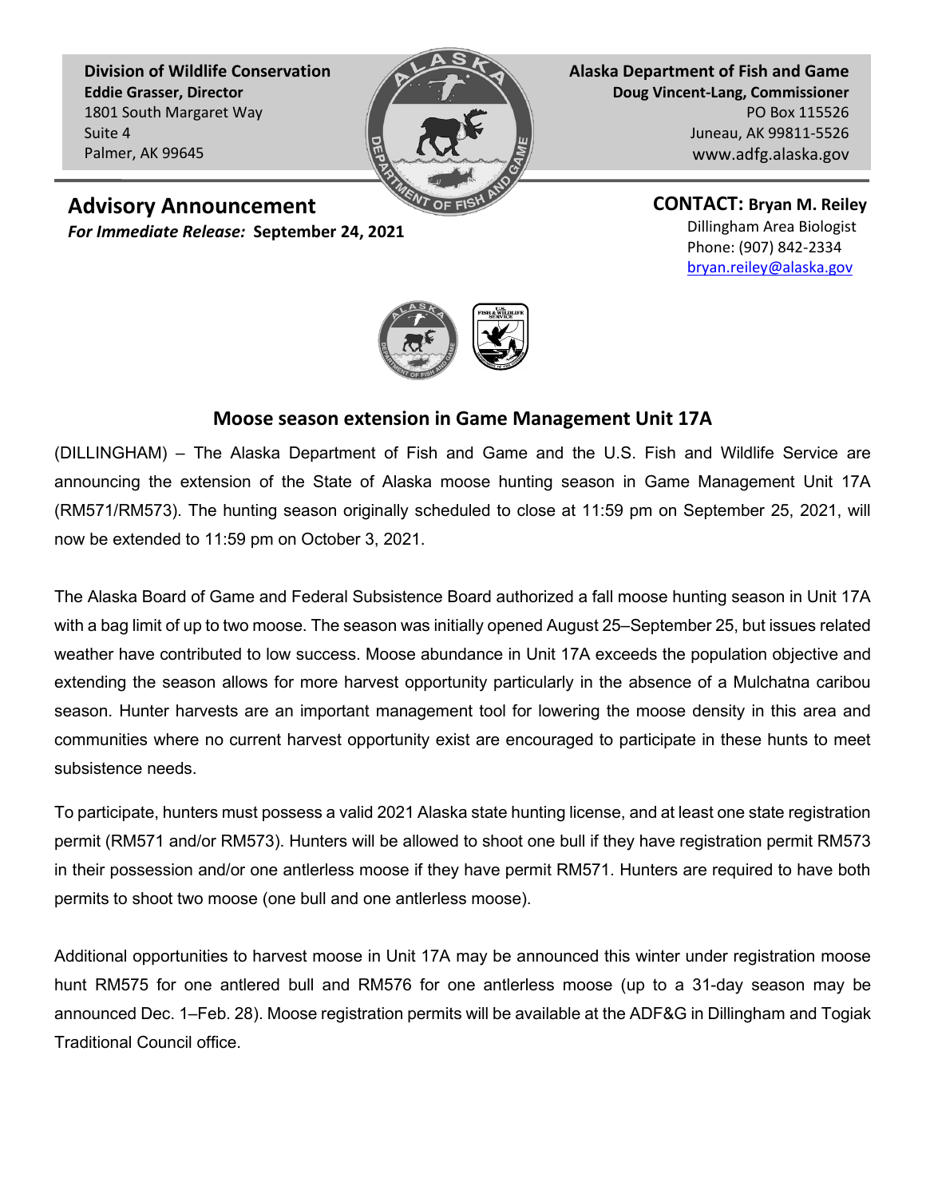**Division of Wildlife Conservation**
**Eddie Grasser, Director**
1801 South Margaret Way
Suite 4
Palmer, AK 99645

**Alaska Department of Fish and Game**
**Doug Vincent-Lang, Commissioner**
PO Box 115526
Juneau, AK 99811-5526
www.adfg.alaska.gov

## Advisory Announcement

***For Immediate Release:*** **September 24, 2021**

**CONTACT: Bryan M. Reiley**
Dillingham Area Biologist
Phone: (907) 842-2334
bryan.reiley@alaska.gov

## Moose season extension in Game Management Unit 17A

(DILLINGHAM) – The Alaska Department of Fish and Game and the U.S. Fish and Wildlife Service are announcing the extension of the State of Alaska moose hunting season in Game Management Unit 17A (RM571/RM573). The hunting season originally scheduled to close at 11:59 pm on September 25, 2021, will now be extended to 11:59 pm on October 3, 2021.

The Alaska Board of Game and Federal Subsistence Board authorized a fall moose hunting season in Unit 17A with a bag limit of up to two moose. The season was initially opened August 25–September 25, but issues related weather have contributed to low success. Moose abundance in Unit 17A exceeds the population objective and extending the season allows for more harvest opportunity particularly in the absence of a Mulchatna caribou season. Hunter harvests are an important management tool for lowering the moose density in this area and communities where no current harvest opportunity exist are encouraged to participate in these hunts to meet subsistence needs.

To participate, hunters must possess a valid 2021 Alaska state hunting license, and at least one state registration permit (RM571 and/or RM573). Hunters will be allowed to shoot one bull if they have registration permit RM573 in their possession and/or one antlerless moose if they have permit RM571. Hunters are required to have both permits to shoot two moose (one bull and one antlerless moose).

Additional opportunities to harvest moose in Unit 17A may be announced this winter under registration moose hunt RM575 for one antlered bull and RM576 for one antlerless moose (up to a 31-day season may be announced Dec. 1–Feb. 28). Moose registration permits will be available at the ADF&G in Dillingham and Togiak Traditional Council office.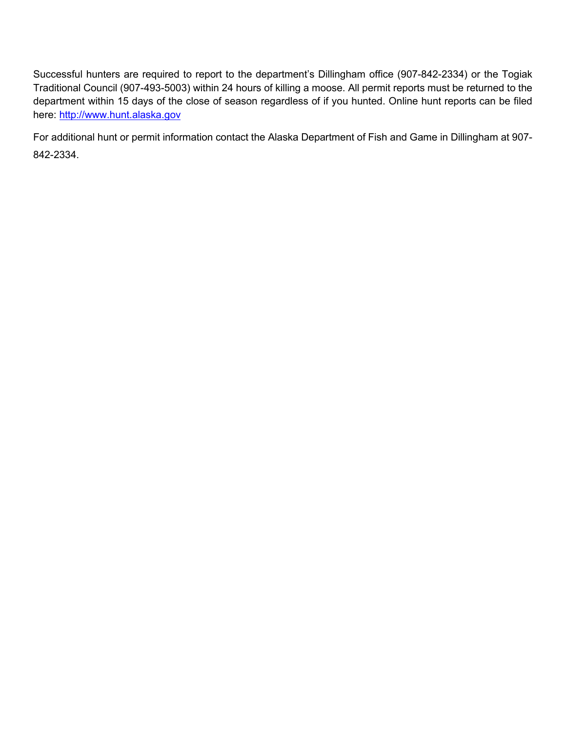Successful hunters are required to report to the department's Dillingham office (907-842-2334) or the Togiak Traditional Council (907-493-5003) within 24 hours of killing a moose. All permit reports must be returned to the department within 15 days of the close of season regardless of if you hunted. Online hunt reports can be filed here: [http://www.hunt.alaska.gov](http://www.hunt.alaska.gov)

For additional hunt or permit information contact the Alaska Department of Fish and Game in Dillingham at 907-842-2334.